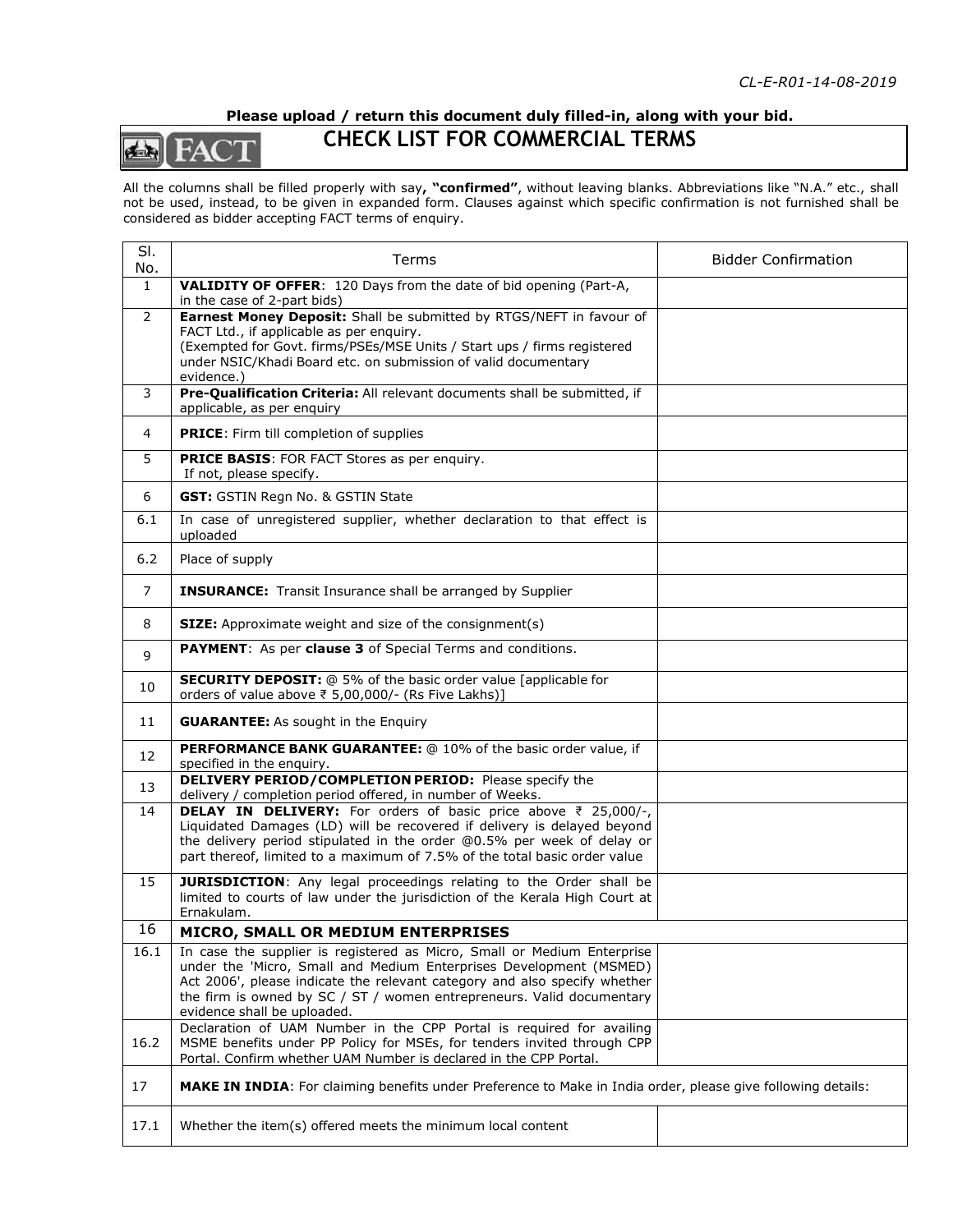*CL-E-R01-14-08-2019*

**Please upload / return this document duly filled-in, along with your bid.**

FACT

# CHECK LIST FOR COMMERCIAL TERMS

All the columns shall be filled properly with say**, "confirmed"**, without leaving blanks. Abbreviations like "N.A." etc., shall not be used, instead, to be given in expanded form. Clauses against which specific confirmation is not furnished shall be considered as bidder accepting FACT terms of enquiry.

| Sl. No. | Terms | Bidder Confirmation |
|---|---|---|
| 1 | **VALIDITY OF OFFER**: 120 Days from the date of bid opening (Part-A, in the case of 2-part bids) | |
| 2 | **Earnest Money Deposit:** Shall be submitted by RTGS/NEFT in favour of FACT Ltd., if applicable as per enquiry. (Exempted for Govt. firms/PSEs/MSE Units / Start ups / firms registered under NSIC/Khadi Board etc. on submission of valid documentary evidence.) | |
| 3 | **Pre-Qualification Criteria:** All relevant documents shall be submitted, if applicable, as per enquiry | |
| 4 | **PRICE**: Firm till completion of supplies | |
| 5 | **PRICE BASIS**: FOR FACT Stores as per enquiry. If not, please specify. | |
| 6 | **GST:** GSTIN Regn No. & GSTIN State | |
| 6.1 | In case of unregistered supplier, whether declaration to that effect is uploaded | |
| 6.2 | Place of supply | |
| 7 | **INSURANCE:** Transit Insurance shall be arranged by Supplier | |
| 8 | **SIZE:** Approximate weight and size of the consignment(s) | |
| 9 | **PAYMENT**: As per **clause 3** of Special Terms and conditions. | |
| 10 | **SECURITY DEPOSIT:** @ 5% of the basic order value [applicable for orders of value above ₹ 5,00,000/- (Rs Five Lakhs)] | |
| 11 | **GUARANTEE:** As sought in the Enquiry | |
| 12 | **PERFORMANCE BANK GUARANTEE:** @ 10% of the basic order value, if specified in the enquiry. | |
| 13 | **DELIVERY PERIOD/COMPLETION PERIOD:** Please specify the delivery / completion period offered, in number of Weeks. | |
| 14 | **DELAY IN DELIVERY:** For orders of basic price above ₹ 25,000/-, Liquidated Damages (LD) will be recovered if delivery is delayed beyond the delivery period stipulated in the order @0.5% per week of delay or part thereof, limited to a maximum of 7.5% of the total basic order value | |
| 15 | **JURISDICTION**: Any legal proceedings relating to the Order shall be limited to courts of law under the jurisdiction of the Kerala High Court at Ernakulam. | |
| 16 | **MICRO, SMALL OR MEDIUM ENTERPRISES** | |
| 16.1 | In case the supplier is registered as Micro, Small or Medium Enterprise under the 'Micro, Small and Medium Enterprises Development (MSMED) Act 2006', please indicate the relevant category and also specify whether the firm is owned by SC / ST / women entrepreneurs. Valid documentary evidence shall be uploaded. | |
| 16.2 | Declaration of UAM Number in the CPP Portal is required for availing MSME benefits under PP Policy for MSEs, for tenders invited through CPP Portal. Confirm whether UAM Number is declared in the CPP Portal. | |
| 17 | **MAKE IN INDIA**: For claiming benefits under Preference to Make in India order, please give following details: | |
| 17.1 | Whether the item(s) offered meets the minimum local content | |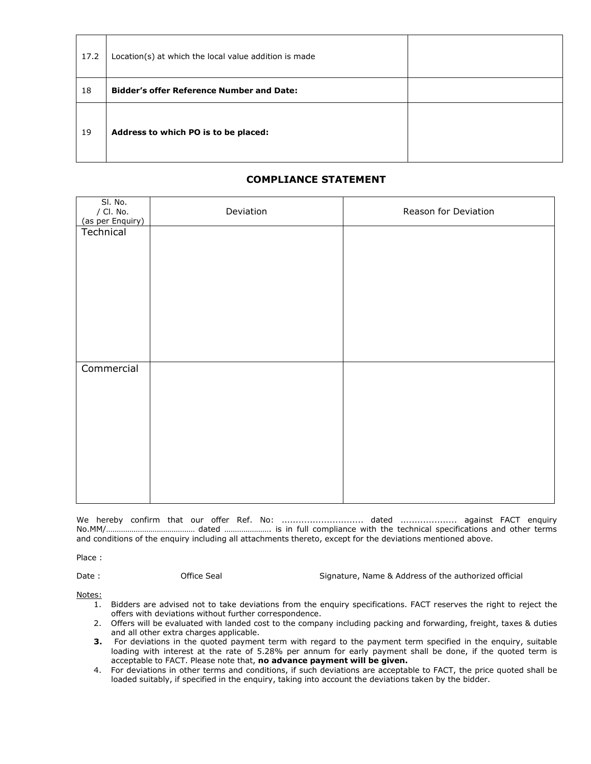| | | |
|---|---|---|
| 17.2 | Location(s) at which the local value addition is made | |
| 18 | **Bidder's offer Reference Number and Date:** | |
| 19 | **Address to which PO is to be placed:** | |

## COMPLIANCE STATEMENT

| Sl. No. / Cl. No. (as per Enquiry) | Deviation | Reason for Deviation |
|---|---|---|
| Technical | | |
| Commercial | | |

We hereby confirm that our offer Ref. No: ............................ dated .................... against FACT enquiry No.MM/…………………………………… dated …………………. is in full compliance with the technical specifications and other terms and conditions of the enquiry including all attachments thereto, except for the deviations mentioned above.

Place :

Date : Office Seal Signature, Name & Address of the authorized official

Notes:

1. Bidders are advised not to take deviations from the enquiry specifications. FACT reserves the right to reject the offers with deviations without further correspondence.
2. Offers will be evaluated with landed cost to the company including packing and forwarding, freight, taxes & duties and all other extra charges applicable.
3. For deviations in the quoted payment term with regard to the payment term specified in the enquiry, suitable loading with interest at the rate of 5.28% per annum for early payment shall be done, if the quoted term is acceptable to FACT. Please note that, **no advance payment will be given.**
4. For deviations in other terms and conditions, if such deviations are acceptable to FACT, the price quoted shall be loaded suitably, if specified in the enquiry, taking into account the deviations taken by the bidder.